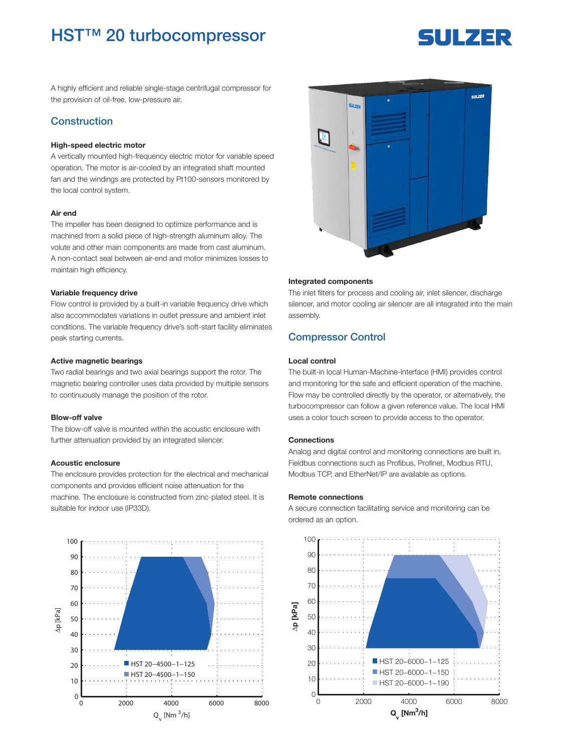# HST™ 20 turbocompressor

A highly efficient and reliable single-stage centrifugal compressor for the provision of oil-free, low-pressure air.

## Construction

### High-speed electric motor

A vertically mounted high-frequency electric motor for variable speed operation. The motor is air-cooled by an integrated shaft mounted fan and the windings are protected by Pt100-sensors monitored by the local control system.

### Air end

The impeller has been designed to optimize performance and is machined from a solid piece of high-strength aluminum alloy. The volute and other main components are made from cast aluminum. A non-contact seal between air-end and motor minimizes losses to maintain high efficiency.

### Variable frequency drive

Flow control is provided by a built-in variable frequency drive which also accommodates variations in outlet pressure and ambient inlet conditions. The variable frequency drive's soft-start facility eliminates peak starting currents.

### Active magnetic bearings

Two radial bearings and two axial bearings support the rotor. The magnetic bearing controller uses data provided by multiple sensors to continuously manage the position of the rotor.

### Blow-off valve

The blow-off valve is mounted within the acoustic enclosure with further attenuation provided by an integrated silencer.

### Acoustic enclosure

The enclosure provides protection for the electrical and mechanical components and provides efficient noise attenuation for the machine. The enclosure is constructed from zinc-plated steel. It is suitable for indoor use (IP33D).

### Integrated components

The inlet filters for process and cooling air, inlet silencer, discharge silencer, and motor cooling air silencer are all integrated into the main assembly.

## Compressor Control

### Local control

The built-in local Human-Machine-Interface (HMI) provides control and monitoring for the safe and efficient operation of the machine. Flow may be controlled directly by the operator, or alternatively, the turbocompressor can follow a given reference value. The local HMI uses a color touch screen to provide access to the operator.

### Connections

Analog and digital control and monitoring connections are built in. Fieldbus connections such as Profibus, Profinet, Modbus RTU, Modbus TCP, and EtherNet/IP are available as options.

### Remote connections

A secure connection facilitating service and monitoring can be ordered as an option.

Chart 1 (Δp [kPa] vs. $Q_v$ [Nm³/h]):
- HST 20–4500–1–125
- HST 20–4500–1–150

Chart 2 (Δp [kPa] vs. $Q_v$ [Nm³/h]):
- HST 20–6000–1–125
- HST 20–6000–1–150
- HST 20–6000–1–190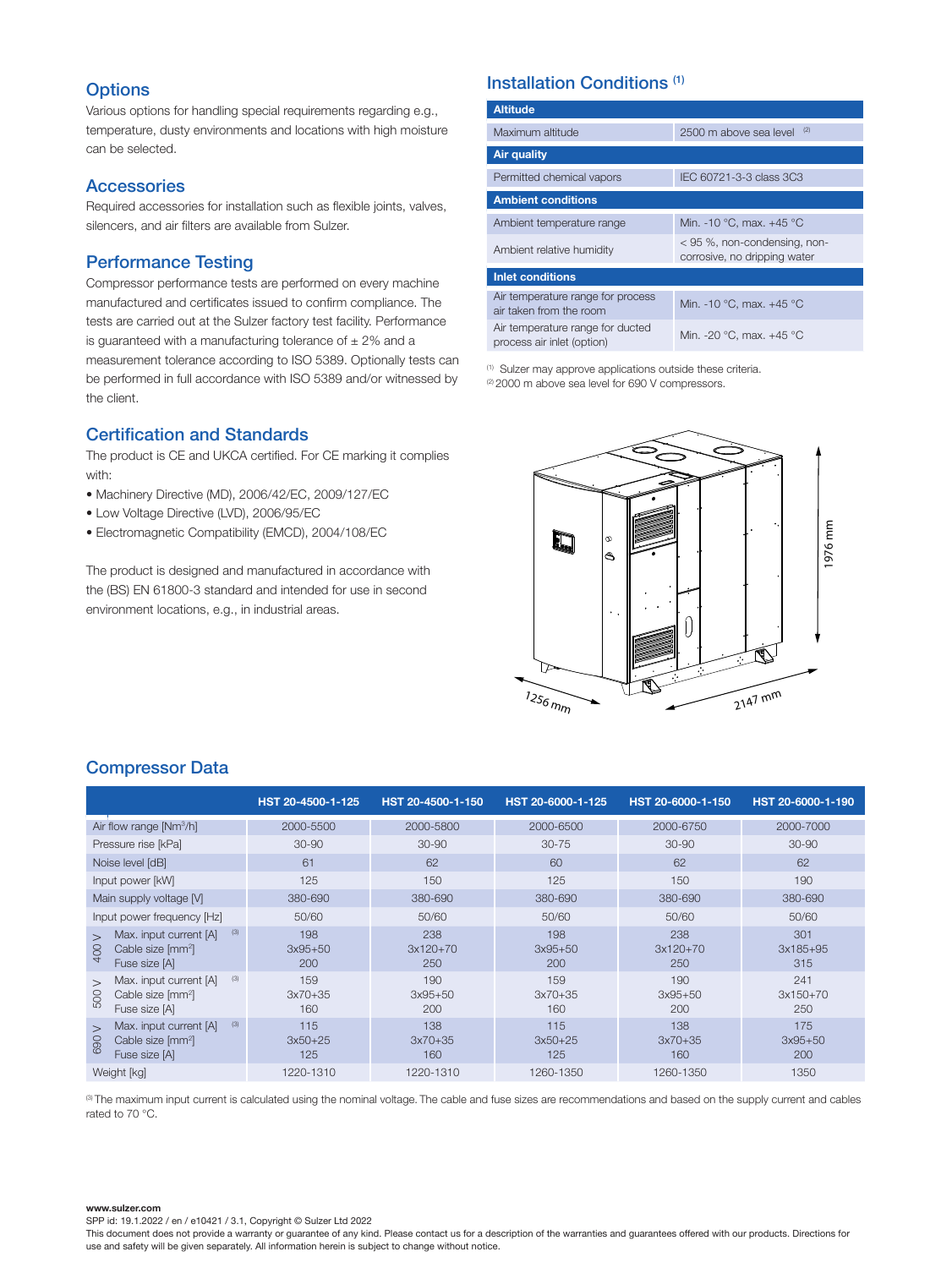## Options

Various options for handling special requirements regarding e.g., temperature, dusty environments and locations with high moisture can be selected.

## Accessories

Required accessories for installation such as flexible joints, valves, silencers, and air filters are available from Sulzer.

## Performance Testing

Compressor performance tests are performed on every machine manufactured and certificates issued to confirm compliance. The tests are carried out at the Sulzer factory test facility. Performance is guaranteed with a manufacturing tolerance of ± 2% and a measurement tolerance according to ISO 5389. Optionally tests can be performed in full accordance with ISO 5389 and/or witnessed by the client.

## Certification and Standards

The product is CE and UKCA certified. For CE marking it complies with:

- Machinery Directive (MD), 2006/42/EC, 2009/127/EC
- Low Voltage Directive (LVD), 2006/95/EC
- Electromagnetic Compatibility (EMCD), 2004/108/EC

The product is designed and manufactured in accordance with the (BS) EN 61800-3 standard and intended for use in second environment locations, e.g., in industrial areas.

## Installation Conditions [1]

| | |
|---|---|
| **Altitude** | |
| Maximum altitude | 2500 m above sea level [2] |
| **Air quality** | |
| Permitted chemical vapors | IEC 60721-3-3 class 3C3 |
| **Ambient conditions** | |
| Ambient temperature range | Min. -10 °C, max. +45 °C |
| Ambient relative humidity | < 95 %, non-condensing, non-corrosive, no dripping water |
| **Inlet conditions** | |
| Air temperature range for process air taken from the room | Min. -10 °C, max. +45 °C |
| Air temperature range for ducted process air inlet (option) | Min. -20 °C, max. +45 °C |

[1] Sulzer may approve applications outside these criteria.
[2] 2000 m above sea level for 690 V compressors.

1976 mm
1256 mm
2147 mm

## Compressor Data

| | HST 20-4500-1-125 | HST 20-4500-1-150 | HST 20-6000-1-125 | HST 20-6000-1-150 | HST 20-6000-1-190 |
|---|---|---|---|---|---|
| Air flow range [Nm³/h] | 2000-5500 | 2000-5800 | 2000-6500 | 2000-6750 | 2000-7000 |
| Pressure rise [kPa] | 30-90 | 30-90 | 30-75 | 30-90 | 30-90 |
| Noise level [dB] | 61 | 62 | 60 | 62 | 62 |
| Input power [kW] | 125 | 150 | 125 | 150 | 190 |
| Main supply voltage [V] | 380-690 | 380-690 | 380-690 | 380-690 | 380-690 |
| Input power frequency [Hz] | 50/60 | 50/60 | 50/60 | 50/60 | 50/60 |
| 400 V Max. input current [A] [3] | 198 | 238 | 198 | 238 | 301 |
| 400 V Cable size [mm²] | 3x95+50 | 3x120+70 | 3x95+50 | 3x120+70 | 3x185+95 |
| 400 V Fuse size [A] | 200 | 250 | 200 | 250 | 315 |
| 500 V Max. input current [A] [3] | 159 | 190 | 159 | 190 | 241 |
| 500 V Cable size [mm²] | 3x70+35 | 3x95+50 | 3x70+35 | 3x95+50 | 3x150+70 |
| 500 V Fuse size [A] | 160 | 200 | 160 | 200 | 250 |
| 690 V Max. input current [A] [3] | 115 | 138 | 115 | 138 | 175 |
| 690 V Cable size [mm²] | 3x50+25 | 3x70+35 | 3x50+25 | 3x70+35 | 3x95+50 |
| 690 V Fuse size [A] | 125 | 160 | 125 | 160 | 200 |
| Weight [kg] | 1220-1310 | 1220-1310 | 1260-1350 | 1260-1350 | 1350 |

[3] The maximum input current is calculated using the nominal voltage. The cable and fuse sizes are recommendations and based on the supply current and cables rated to 70 °C.

www.sulzer.com
SPP id: 19.1.2022 / en / e10421 / 3.1, Copyright © Sulzer Ltd 2022
This document does not provide a warranty or guarantee of any kind. Please contact us for a description of the warranties and guarantees offered with our products. Directions for use and safety will be given separately. All information herein is subject to change without notice.